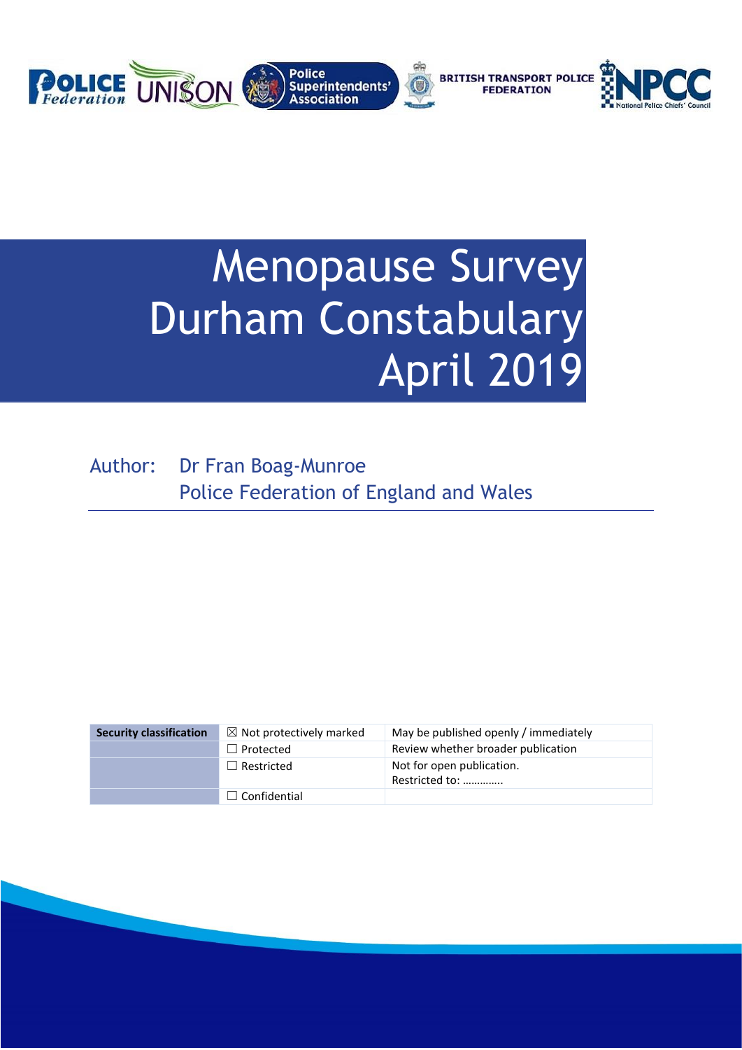# Menopause Survey Durham Constabulary April 2019

Author: Dr Fran Boag-Munroe
Police Federation of England and Wales

| Security classification | ☒ Not protectively marked | May be published openly / immediately |
|---|---|---|
| | ☐ Protected | Review whether broader publication |
| | ☐ Restricted | Not for open publication. Restricted to: …………. |
| | ☐ Confidential | |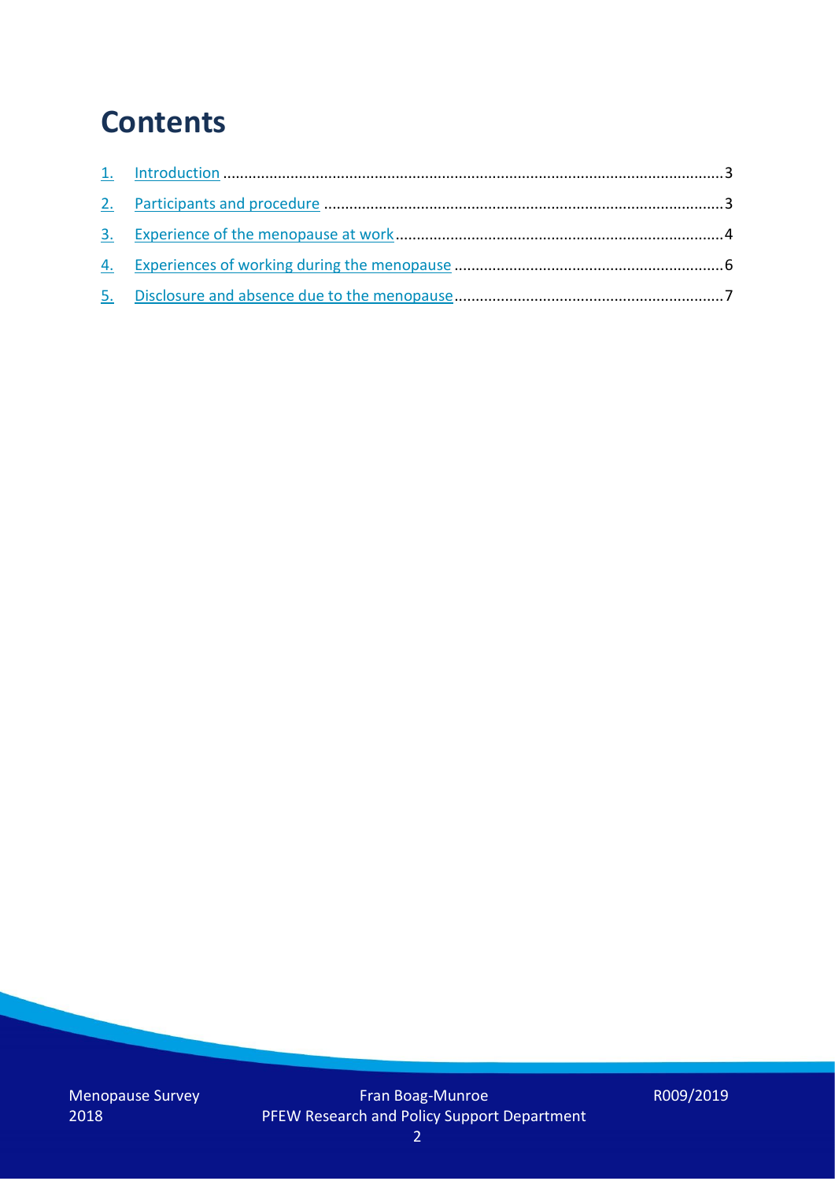# Contents

1. Introduction ........................................................................................................................3
2. Participants and procedure ...............................................................................................3
3. Experience of the menopause at work ..............................................................................4
4. Experiences of working during the menopause .................................................................6
5. Disclosure and absence due to the menopause.................................................................7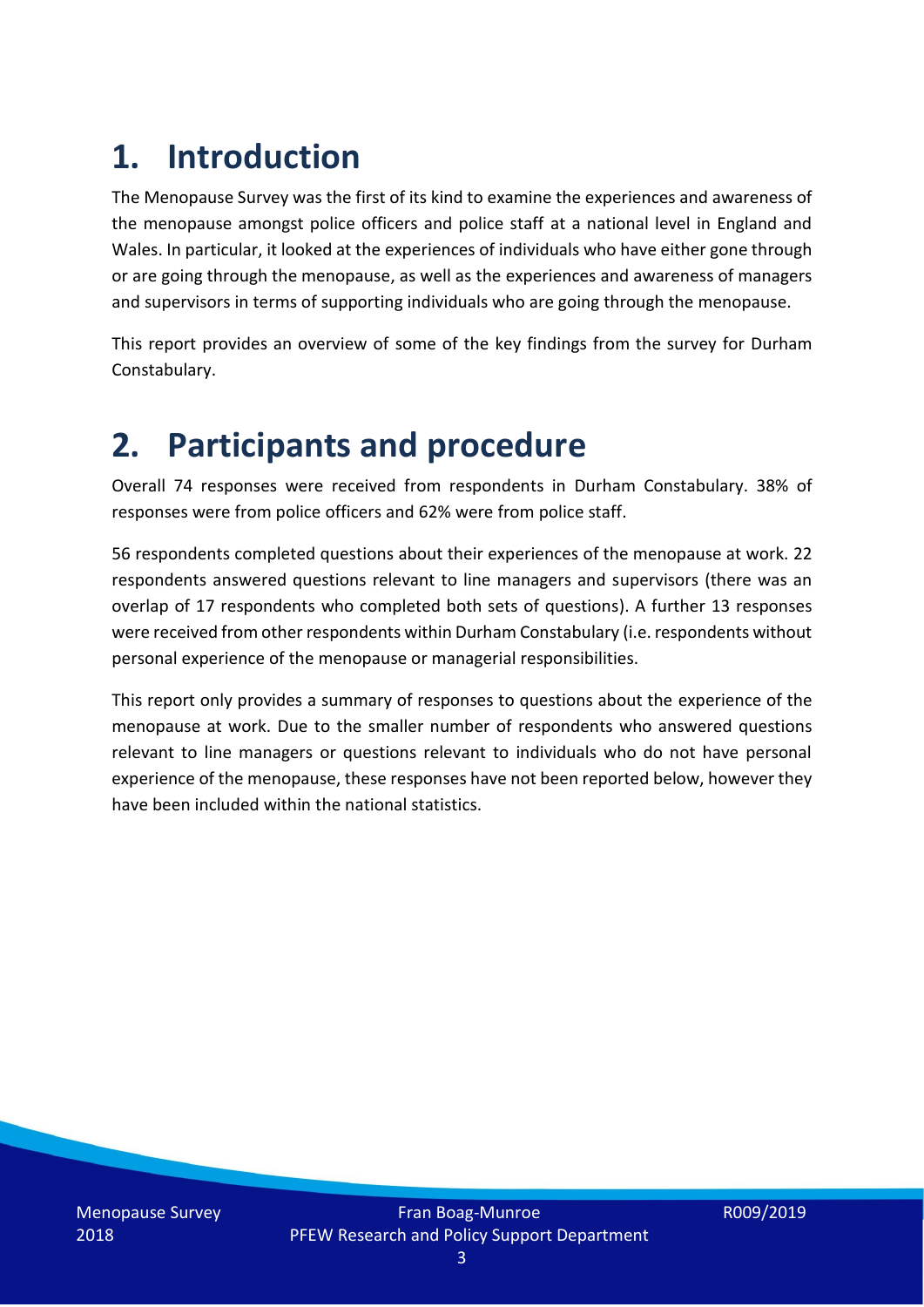# 1. Introduction

The Menopause Survey was the first of its kind to examine the experiences and awareness of the menopause amongst police officers and police staff at a national level in England and Wales. In particular, it looked at the experiences of individuals who have either gone through or are going through the menopause, as well as the experiences and awareness of managers and supervisors in terms of supporting individuals who are going through the menopause.

This report provides an overview of some of the key findings from the survey for Durham Constabulary.

# 2. Participants and procedure

Overall 74 responses were received from respondents in Durham Constabulary. 38% of responses were from police officers and 62% were from police staff.

56 respondents completed questions about their experiences of the menopause at work. 22 respondents answered questions relevant to line managers and supervisors (there was an overlap of 17 respondents who completed both sets of questions). A further 13 responses were received from other respondents within Durham Constabulary (i.e. respondents without personal experience of the menopause or managerial responsibilities.

This report only provides a summary of responses to questions about the experience of the menopause at work. Due to the smaller number of respondents who answered questions relevant to line managers or questions relevant to individuals who do not have personal experience of the menopause, these responses have not been reported below, however they have been included within the national statistics.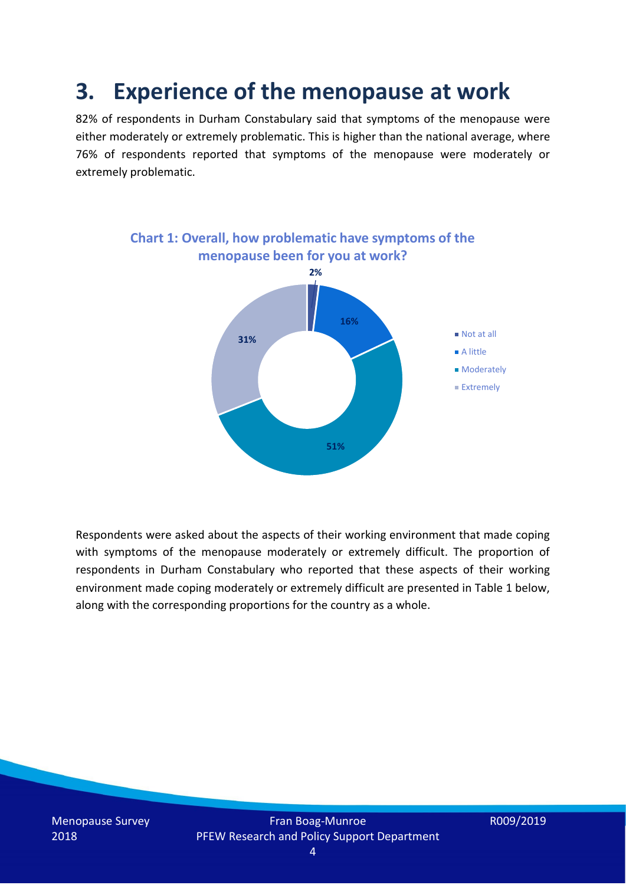# 3. Experience of the menopause at work

82% of respondents in Durham Constabulary said that symptoms of the menopause were either moderately or extremely problematic. This is higher than the national average, where 76% of respondents reported that symptoms of the menopause were moderately or extremely problematic.

**Chart 1: Overall, how problematic have symptoms of the menopause been for you at work?**

| Response | Percentage |
|---|---|
| Not at all | 2% |
| A little | 16% |
| Moderately | 51% |
| Extremely | 31% |

Respondents were asked about the aspects of their working environment that made coping with symptoms of the menopause moderately or extremely difficult. The proportion of respondents in Durham Constabulary who reported that these aspects of their working environment made coping moderately or extremely difficult are presented in Table 1 below, along with the corresponding proportions for the country as a whole.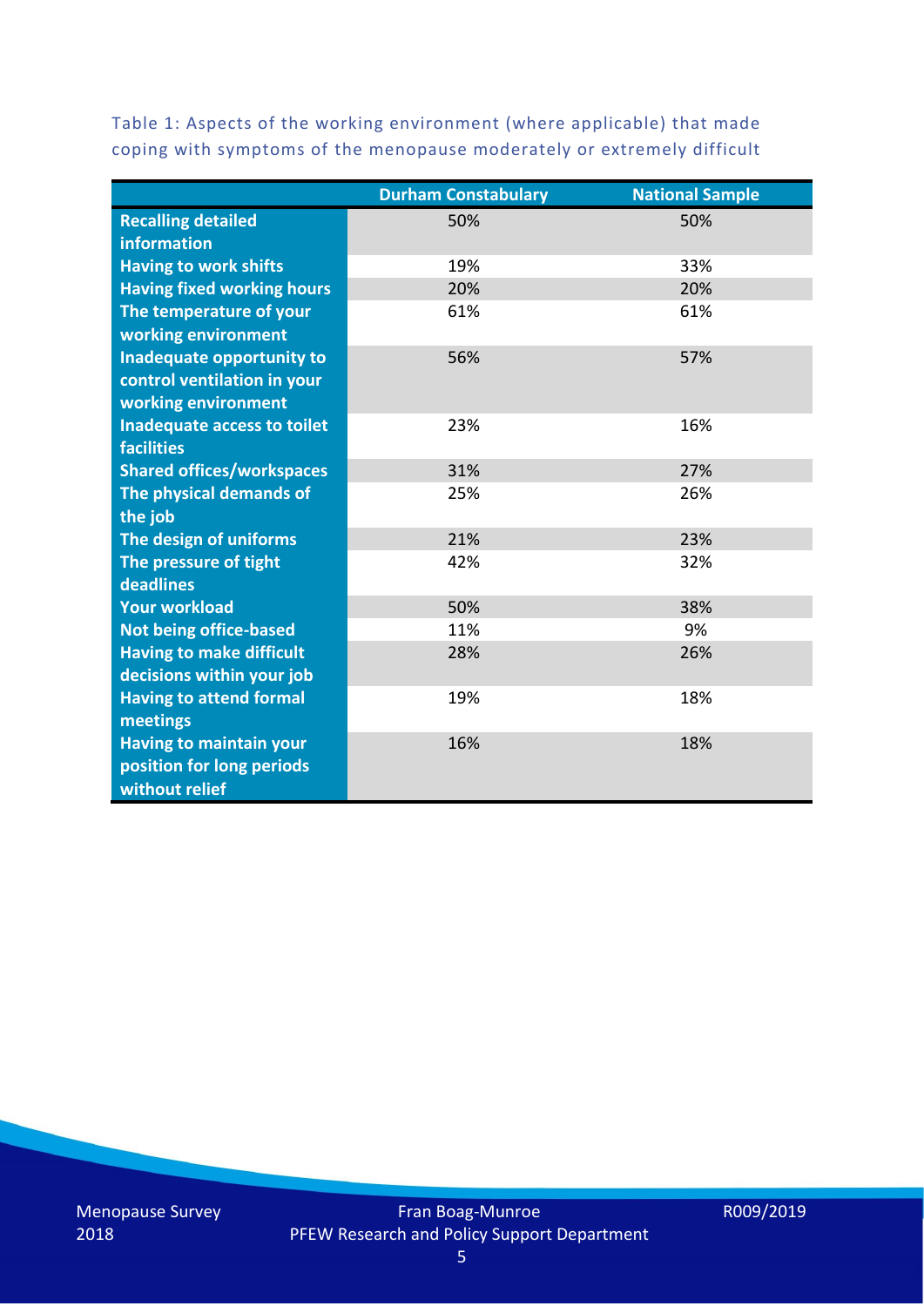Table 1: Aspects of the working environment (where applicable) that made coping with symptoms of the menopause moderately or extremely difficult

| | Durham Constabulary | National Sample |
|---|---|---|
| Recalling detailed information | 50% | 50% |
| Having to work shifts | 19% | 33% |
| Having fixed working hours | 20% | 20% |
| The temperature of your working environment | 61% | 61% |
| Inadequate opportunity to control ventilation in your working environment | 56% | 57% |
| Inadequate access to toilet facilities | 23% | 16% |
| Shared offices/workspaces | 31% | 27% |
| The physical demands of the job | 25% | 26% |
| The design of uniforms | 21% | 23% |
| The pressure of tight deadlines | 42% | 32% |
| Your workload | 50% | 38% |
| Not being office-based | 11% | 9% |
| Having to make difficult decisions within your job | 28% | 26% |
| Having to attend formal meetings | 19% | 18% |
| Having to maintain your position for long periods without relief | 16% | 18% |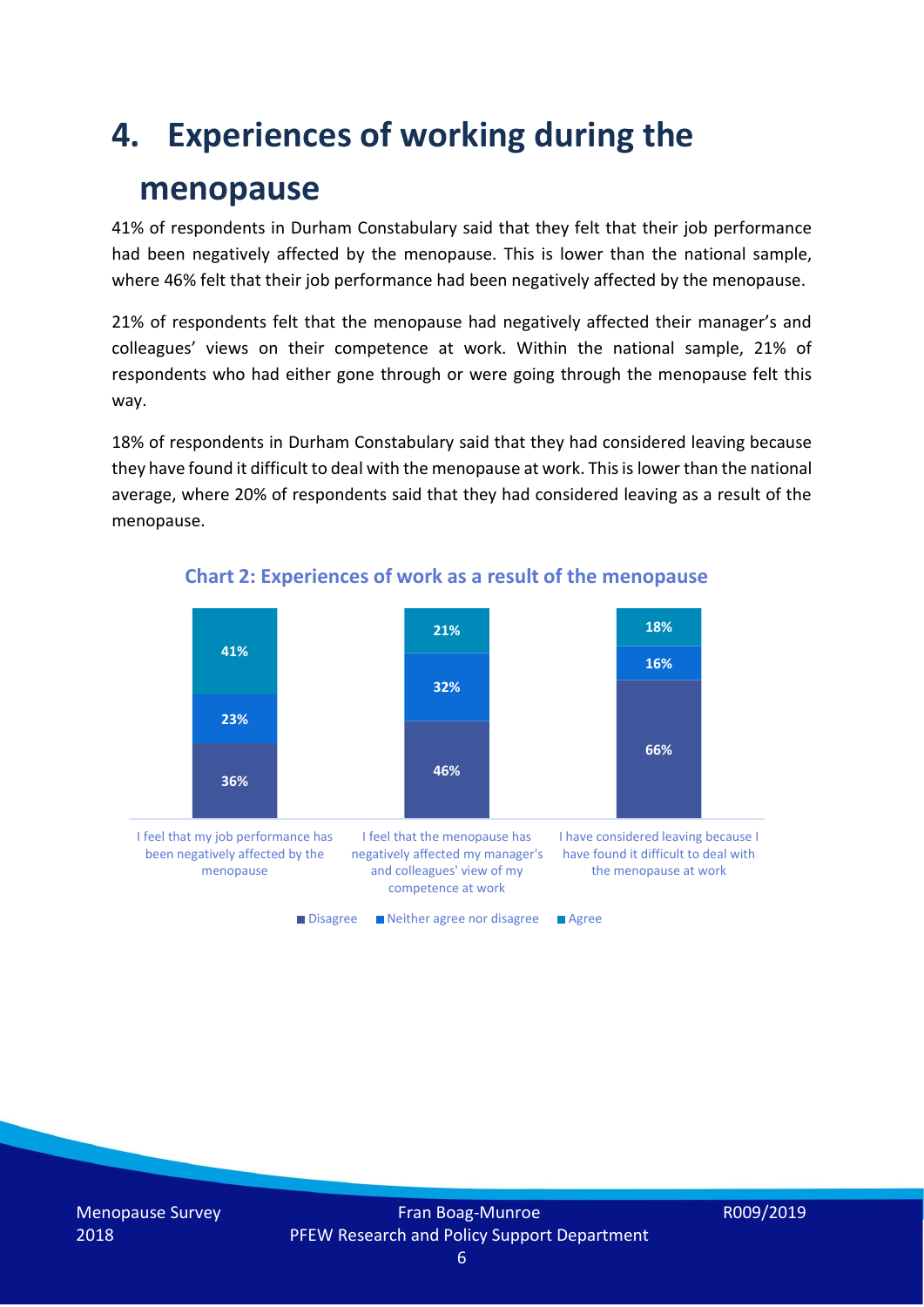# 4. Experiences of working during the menopause

41% of respondents in Durham Constabulary said that they felt that their job performance had been negatively affected by the menopause. This is lower than the national sample, where 46% felt that their job performance had been negatively affected by the menopause.

21% of respondents felt that the menopause had negatively affected their manager's and colleagues' views on their competence at work. Within the national sample, 21% of respondents who had either gone through or were going through the menopause felt this way.

18% of respondents in Durham Constabulary said that they had considered leaving because they have found it difficult to deal with the menopause at work. This is lower than the national average, where 20% of respondents said that they had considered leaving as a result of the menopause.

**Chart 2: Experiences of work as a result of the menopause**

| | Disagree | Neither agree nor disagree | Agree |
|---|---|---|---|
| I feel that my job performance has been negatively affected by the menopause | 36% | 23% | 41% |
| I feel that the menopause has negatively affected my manager's and colleagues' view of my competence at work | 46% | 32% | 21% |
| I have considered leaving because I have found it difficult to deal with the menopause at work | 66% | 16% | 18% |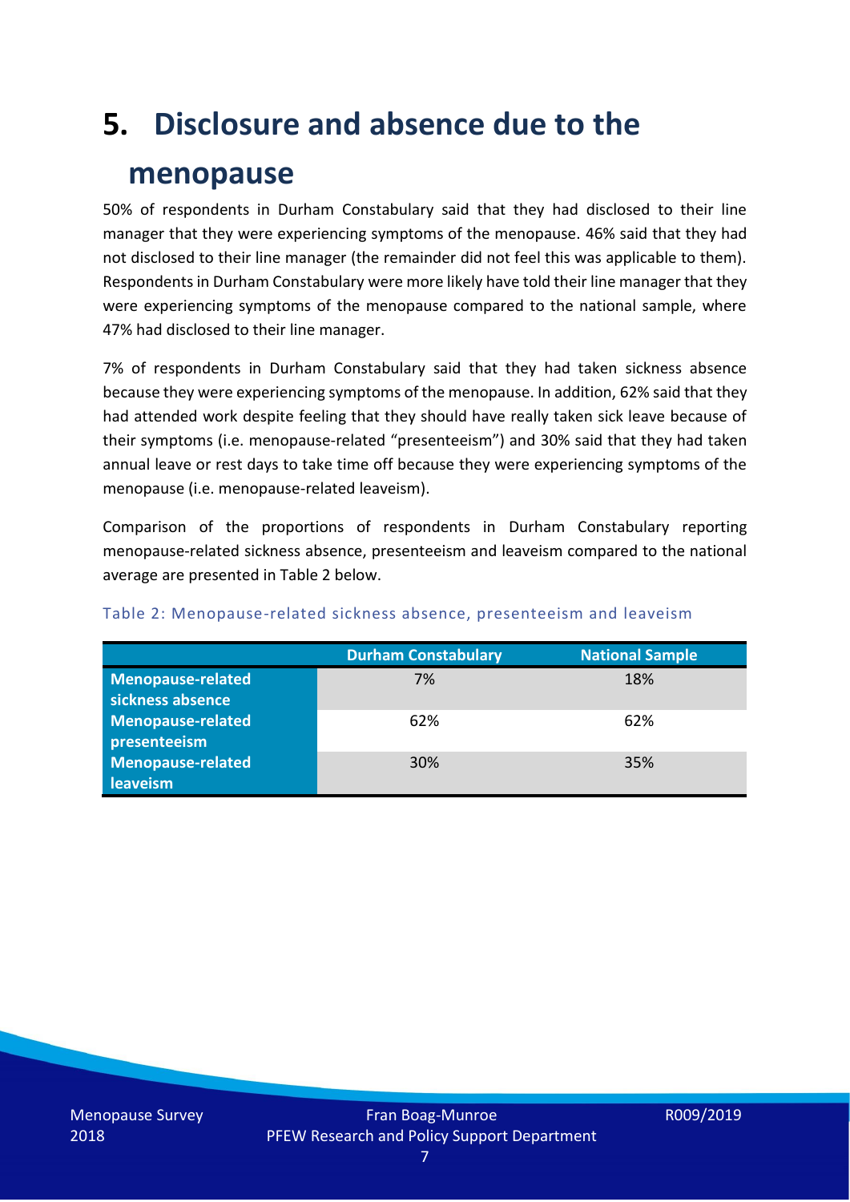# 5. Disclosure and absence due to the menopause

50% of respondents in Durham Constabulary said that they had disclosed to their line manager that they were experiencing symptoms of the menopause. 46% said that they had not disclosed to their line manager (the remainder did not feel this was applicable to them). Respondents in Durham Constabulary were more likely have told their line manager that they were experiencing symptoms of the menopause compared to the national sample, where 47% had disclosed to their line manager.

7% of respondents in Durham Constabulary said that they had taken sickness absence because they were experiencing symptoms of the menopause. In addition, 62% said that they had attended work despite feeling that they should have really taken sick leave because of their symptoms (i.e. menopause-related "presenteeism") and 30% said that they had taken annual leave or rest days to take time off because they were experiencing symptoms of the menopause (i.e. menopause-related leaveism).

Comparison of the proportions of respondents in Durham Constabulary reporting menopause-related sickness absence, presenteeism and leaveism compared to the national average are presented in Table 2 below.

Table 2: Menopause-related sickness absence, presenteeism and leaveism

| | Durham Constabulary | National Sample |
|---|---|---|
| **Menopause-related sickness absence** | 7% | 18% |
| **Menopause-related presenteeism** | 62% | 62% |
| **Menopause-related leaveism** | 30% | 35% |